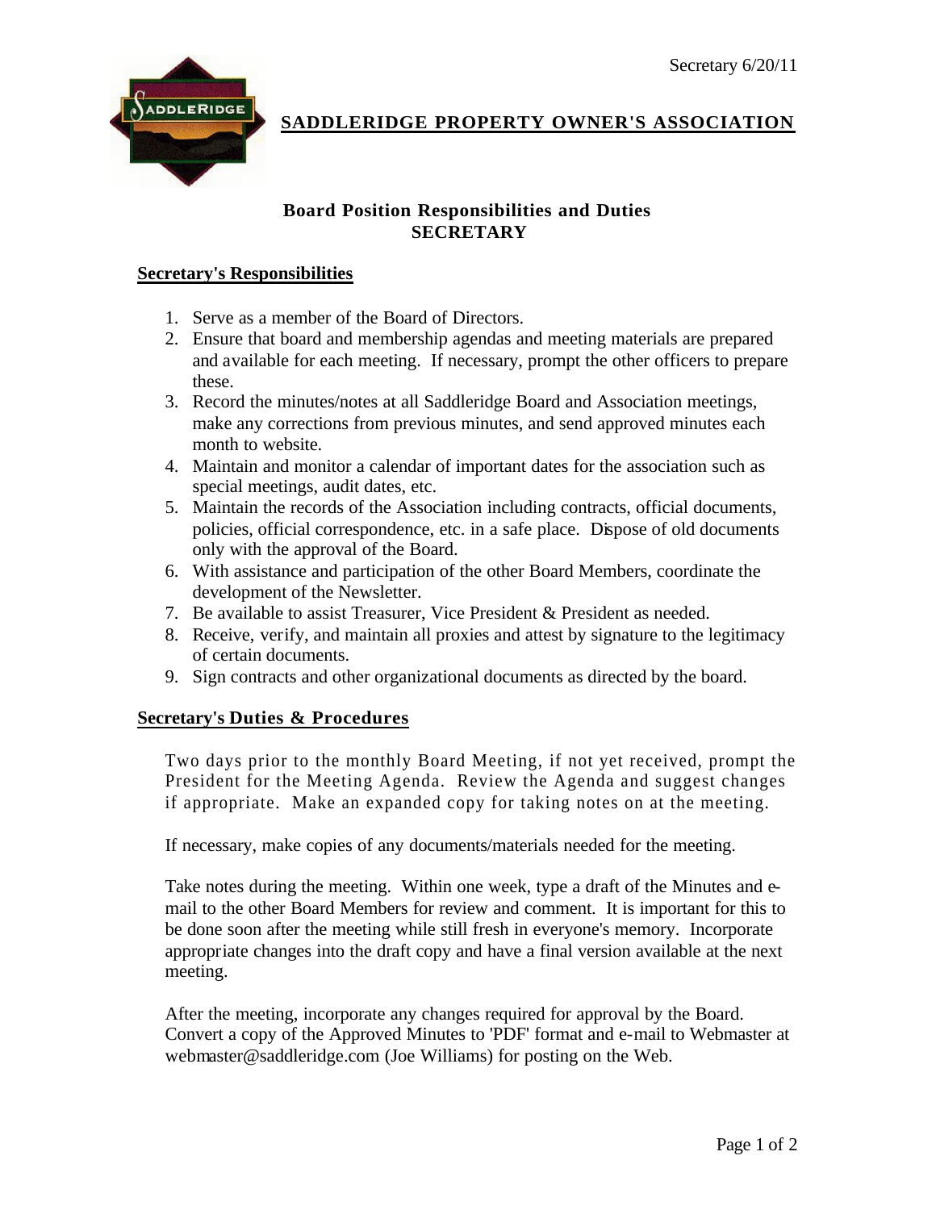# SADDLERIDGE PROPERTY OWNER'S ASSOCIATION

## Board Position Responsibilities and Duties
## SECRETARY

### Secretary's Responsibilities

1. Serve as a member of the Board of Directors.
2. Ensure that board and membership agendas and meeting materials are prepared and available for each meeting. If necessary, prompt the other officers to prepare these.
3. Record the minutes/notes at all Saddleridge Board and Association meetings, make any corrections from previous minutes, and send approved minutes each month to website.
4. Maintain and monitor a calendar of important dates for the association such as special meetings, audit dates, etc.
5. Maintain the records of the Association including contracts, official documents, policies, official correspondence, etc. in a safe place. Dispose of old documents only with the approval of the Board.
6. With assistance and participation of the other Board Members, coordinate the development of the Newsletter.
7. Be available to assist Treasurer, Vice President & President as needed.
8. Receive, verify, and maintain all proxies and attest by signature to the legitimacy of certain documents.
9. Sign contracts and other organizational documents as directed by the board.

### Secretary's Duties & Procedures

Two days prior to the monthly Board Meeting, if not yet received, prompt the President for the Meeting Agenda. Review the Agenda and suggest changes if appropriate. Make an expanded copy for taking notes on at the meeting.

If necessary, make copies of any documents/materials needed for the meeting.

Take notes during the meeting. Within one week, type a draft of the Minutes and e-mail to the other Board Members for review and comment. It is important for this to be done soon after the meeting while still fresh in everyone's memory. Incorporate appropriate changes into the draft copy and have a final version available at the next meeting.

After the meeting, incorporate any changes required for approval by the Board. Convert a copy of the Approved Minutes to 'PDF' format and e-mail to Webmaster at webmaster@saddleridge.com (Joe Williams) for posting on the Web.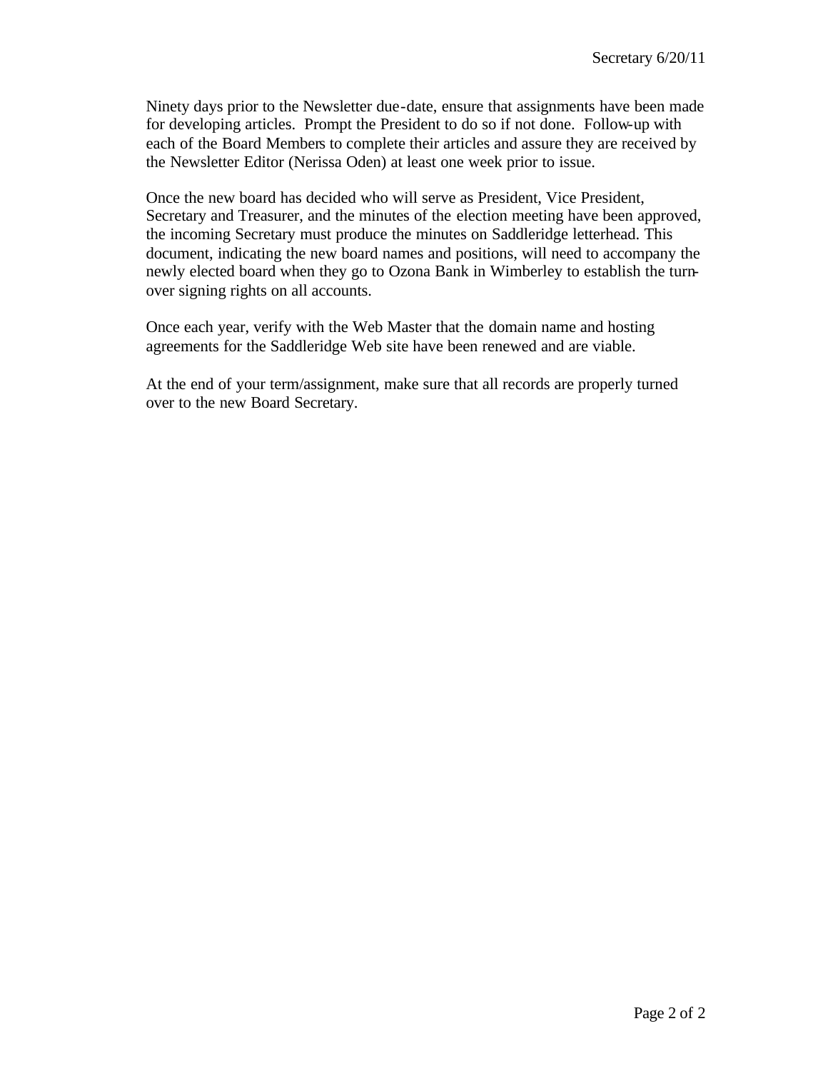Ninety days prior to the Newsletter due-date, ensure that assignments have been made for developing articles. Prompt the President to do so if not done. Follow-up with each of the Board Members to complete their articles and assure they are received by the Newsletter Editor (Nerissa Oden) at least one week prior to issue.

Once the new board has decided who will serve as President, Vice President, Secretary and Treasurer, and the minutes of the election meeting have been approved, the incoming Secretary must produce the minutes on Saddleridge letterhead. This document, indicating the new board names and positions, will need to accompany the newly elected board when they go to Ozona Bank in Wimberley to establish the turn-over signing rights on all accounts.

Once each year, verify with the Web Master that the domain name and hosting agreements for the Saddleridge Web site have been renewed and are viable.

At the end of your term/assignment, make sure that all records are properly turned over to the new Board Secretary.